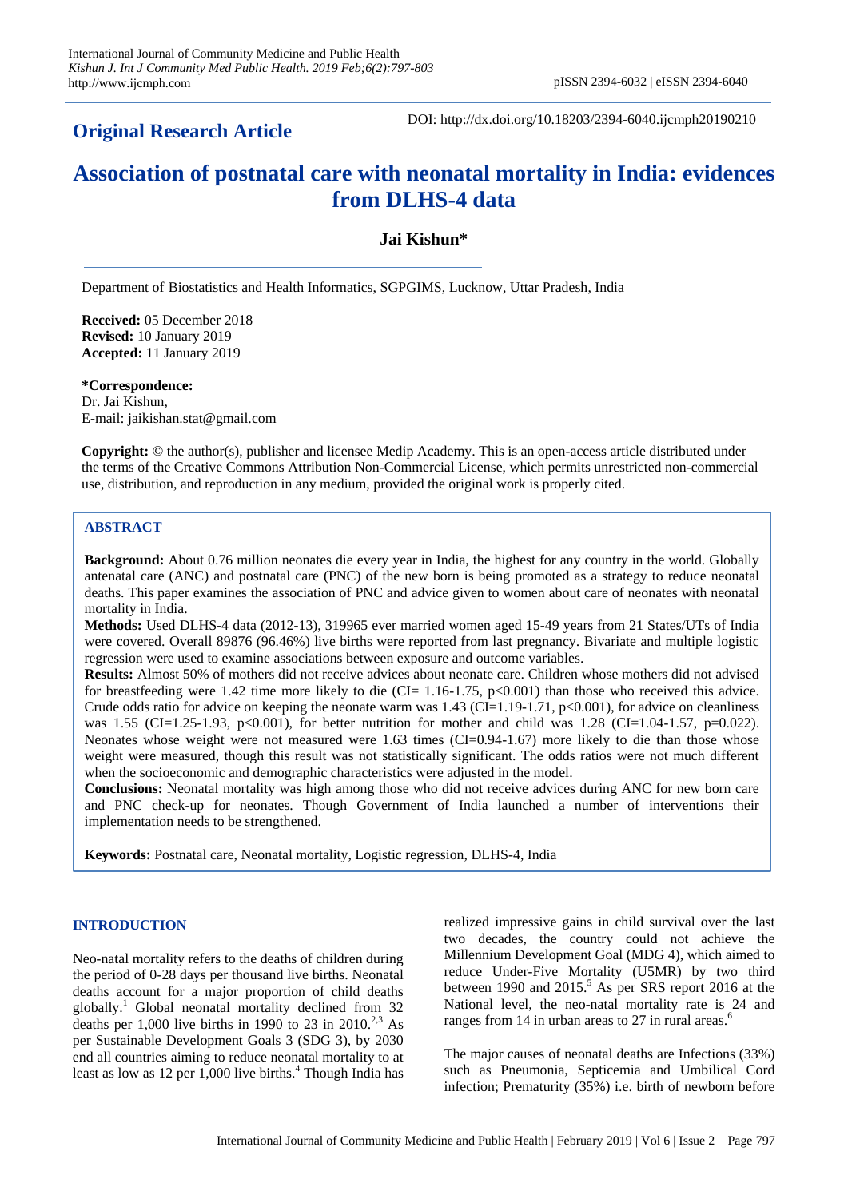**Original Research Article**

DOI: http://dx.doi.org/10.18203/2394-6040.ijcmph20190210

# Association of postnatal care with neonatal mortality in India: evidences from DLHS-4 data

**Jai Kishun***

Department of Biostatistics and Health Informatics, SGPGIMS, Lucknow, Uttar Pradesh, India

**Received:** 05 December 2018
**Revised:** 10 January 2019
**Accepted:** 11 January 2019

**\*Correspondence:**
Dr. Jai Kishun,
E-mail: jaikishan.stat@gmail.com

**Copyright:** © the author(s), publisher and licensee Medip Academy. This is an open-access article distributed under the terms of the Creative Commons Attribution Non-Commercial License, which permits unrestricted non-commercial use, distribution, and reproduction in any medium, provided the original work is properly cited.

## ABSTRACT

**Background:** About 0.76 million neonates die every year in India, the highest for any country in the world. Globally antenatal care (ANC) and postnatal care (PNC) of the new born is being promoted as a strategy to reduce neonatal deaths. This paper examines the association of PNC and advice given to women about care of neonates with neonatal mortality in India.

**Methods:** Used DLHS-4 data (2012-13), 319965 ever married women aged 15-49 years from 21 States/UTs of India were covered. Overall 89876 (96.46%) live births were reported from last pregnancy. Bivariate and multiple logistic regression were used to examine associations between exposure and outcome variables.

**Results:** Almost 50% of mothers did not receive advices about neonate care. Children whose mothers did not advised for breastfeeding were 1.42 time more likely to die (CI= 1.16-1.75, $p<0.001$) than those who received this advice. Crude odds ratio for advice on keeping the neonate warm was 1.43 (CI=1.19-1.71, $p<0.001$), for advice on cleanliness was 1.55 (CI=1.25-1.93, $p<0.001$), for better nutrition for mother and child was 1.28 (CI=1.04-1.57, $p=0.022$). Neonates whose weight were not measured were 1.63 times (CI=0.94-1.67) more likely to die than those whose weight were measured, though this result was not statistically significant. The odds ratios were not much different when the socioeconomic and demographic characteristics were adjusted in the model.

**Conclusions:** Neonatal mortality was high among those who did not receive advices during ANC for new born care and PNC check-up for neonates. Though Government of India launched a number of interventions their implementation needs to be strengthened.

**Keywords:** Postnatal care, Neonatal mortality, Logistic regression, DLHS-4, India

## INTRODUCTION

Neo-natal mortality refers to the deaths of children during the period of 0-28 days per thousand live births. Neonatal deaths account for a major proportion of child deaths globally.[1] Global neonatal mortality declined from 32 deaths per 1,000 live births in 1990 to 23 in 2010.[2,3] As per Sustainable Development Goals 3 (SDG 3), by 2030 end all countries aiming to reduce neonatal mortality to at least as low as 12 per 1,000 live births.[4] Though India has realized impressive gains in child survival over the last two decades, the country could not achieve the Millennium Development Goal (MDG 4), which aimed to reduce Under-Five Mortality (U5MR) by two third between 1990 and 2015.[5] As per SRS report 2016 at the National level, the neo-natal mortality rate is 24 and ranges from 14 in urban areas to 27 in rural areas.[6]

The major causes of neonatal deaths are Infections (33%) such as Pneumonia, Septicemia and Umbilical Cord infection; Prematurity (35%) i.e. birth of newborn before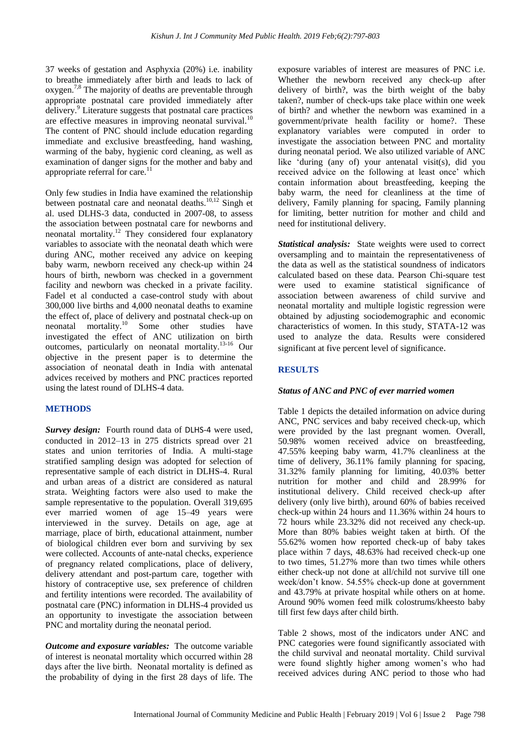37 weeks of gestation and Asphyxia (20%) i.e. inability to breathe immediately after birth and leads to lack of oxygen.[7,8] The majority of deaths are preventable through appropriate postnatal care provided immediately after delivery.[9] Literature suggests that postnatal care practices are effective measures in improving neonatal survival.[10] The content of PNC should include education regarding immediate and exclusive breastfeeding, hand washing, warming of the baby, hygienic cord cleaning, as well as examination of danger signs for the mother and baby and appropriate referral for care.[11]

Only few studies in India have examined the relationship between postnatal care and neonatal deaths.[10,12] Singh et al. used DLHS-3 data, conducted in 2007-08, to assess the association between postnatal care for newborns and neonatal mortality.[12] They considered four explanatory variables to associate with the neonatal death which were during ANC, mother received any advice on keeping baby warm, newborn received any check-up within 24 hours of birth, newborn was checked in a government facility and newborn was checked in a private facility. Fadel et al conducted a case-control study with about 300,000 live births and 4,000 neonatal deaths to examine the effect of, place of delivery and postnatal check-up on neonatal mortality.[10] Some other studies have investigated the effect of ANC utilization on birth outcomes, particularly on neonatal mortality.[13-16] Our objective in the present paper is to determine the association of neonatal death in India with antenatal advices received by mothers and PNC practices reported using the latest round of DLHS-4 data.

## METHODS

***Survey design:*** Fourth round data of DLHS-4 were used, conducted in 2012–13 in 275 districts spread over 21 states and union territories of India. A multi-stage stratified sampling design was adopted for selection of representative sample of each district in DLHS-4. Rural and urban areas of a district are considered as natural strata. Weighting factors were also used to make the sample representative to the population. Overall 319,695 ever married women of age 15–49 years were interviewed in the survey. Details on age, age at marriage, place of birth, educational attainment, number of biological children ever born and surviving by sex were collected. Accounts of ante-natal checks, experience of pregnancy related complications, place of delivery, delivery attendant and post-partum care, together with history of contraceptive use, sex preference of children and fertility intentions were recorded. The availability of postnatal care (PNC) information in DLHS-4 provided us an opportunity to investigate the association between PNC and mortality during the neonatal period.

***Outcome and exposure variables:*** The outcome variable of interest is neonatal mortality which occurred within 28 days after the live birth. Neonatal mortality is defined as the probability of dying in the first 28 days of life. The exposure variables of interest are measures of PNC i.e. Whether the newborn received any check-up after delivery of birth?, was the birth weight of the baby taken?, number of check-ups take place within one week of birth? and whether the newborn was examined in a government/private health facility or home?. These explanatory variables were computed in order to investigate the association between PNC and mortality during neonatal period. We also utilized variable of ANC like 'during (any of) your antenatal visit(s), did you received advice on the following at least once' which contain information about breastfeeding, keeping the baby warm, the need for cleanliness at the time of delivery, Family planning for spacing, Family planning for limiting, better nutrition for mother and child and need for institutional delivery.

***Statistical analysis:*** State weights were used to correct oversampling and to maintain the representativeness of the data as well as the statistical soundness of indicators calculated based on these data. Pearson Chi-square test were used to examine statistical significance of association between awareness of child survive and neonatal mortality and multiple logistic regression were obtained by adjusting sociodemographic and economic characteristics of women. In this study, STATA-12 was used to analyze the data. Results were considered significant at five percent level of significance.

## RESULTS

### *Status of ANC and PNC of ever married women*

Table 1 depicts the detailed information on advice during ANC, PNC services and baby received check-up, which were provided by the last pregnant women. Overall, 50.98% women received advice on breastfeeding, 47.55% keeping baby warm, 41.7% cleanliness at the time of delivery, 36.11% family planning for spacing, 31.32% family planning for limiting, 40.03% better nutrition for mother and child and 28.99% for institutional delivery. Child received check-up after delivery (only live birth), around 60% of babies received check-up within 24 hours and 11.36% within 24 hours to 72 hours while 23.32% did not received any check-up. More than 80% babies weight taken at birth. Of the 55.62% women how reported check-up of baby takes place within 7 days, 48.63% had received check-up one to two times, 51.27% more than two times while others either check-up not done at all/child not survive till one week/don't know. 54.55% check-up done at government and 43.79% at private hospital while others on at home. Around 90% women feed milk colostrums/kheesto baby till first few days after child birth.

Table 2 shows, most of the indicators under ANC and PNC categories were found significantly associated with the child survival and neonatal mortality. Child survival were found slightly higher among women's who had received advices during ANC period to those who had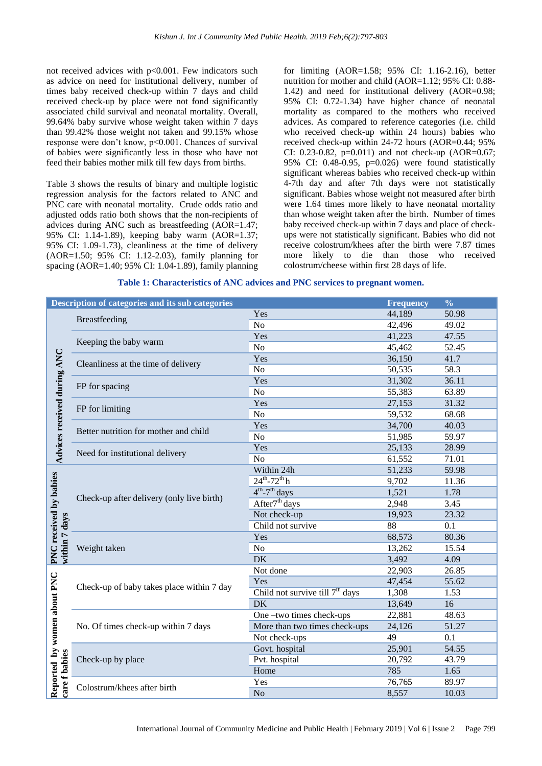not received advices with p<0.001. Few indicators such as advice on need for institutional delivery, number of times baby received check-up within 7 days and child received check-up by place were not fond significantly associated child survival and neonatal mortality. Overall, 99.64% baby survive whose weight taken within 7 days than 99.42% those weight not taken and 99.15% whose response were don't know, p<0.001. Chances of survival of babies were significantly less in those who have not feed their babies mother milk till few days from births.

Table 3 shows the results of binary and multiple logistic regression analysis for the factors related to ANC and PNC care with neonatal mortality. Crude odds ratio and adjusted odds ratio both shows that the non-recipients of advices during ANC such as breastfeeding (AOR=1.47; 95% CI: 1.14-1.89), keeping baby warm (AOR=1.37; 95% CI: 1.09-1.73), cleanliness at the time of delivery (AOR=1.50; 95% CI: 1.12-2.03), family planning for spacing (AOR=1.40; 95% CI: 1.04-1.89), family planning for limiting (AOR=1.58; 95% CI: 1.16-2.16), better nutrition for mother and child (AOR=1.12; 95% CI: 0.88-1.42) and need for institutional delivery (AOR=0.98; 95% CI: 0.72-1.34) have higher chance of neonatal mortality as compared to the mothers who received advices. As compared to reference categories (i.e. child who received check-up within 24 hours) babies who received check-up within 24-72 hours (AOR=0.44; 95% CI: 0.23-0.82, p=0.011) and not check-up (AOR=0.67; 95% CI: 0.48-0.95, p=0.026) were found statistically significant whereas babies who received check-up within 4-7th day and after 7th days were not statistically significant. Babies whose weight not measured after birth were 1.64 times more likely to have neonatal mortality than whose weight taken after the birth. Number of times baby received check-up within 7 days and place of check-ups were not statistically significant. Babies who did not receive colostrum/khees after the birth were 7.87 times more likely to die than those who received colostrum/cheese within first 28 days of life.

**Table 1: Characteristics of ANC advices and PNC services to pregnant women.**

| Description of categories and its sub categories | | | Frequency | % |
|---|---|---|---|---|
| Advices received during ANC | Breastfeeding | Yes | 44,189 | 50.98 |
| | | No | 42,496 | 49.02 |
| | Keeping the baby warm | Yes | 41,223 | 47.55 |
| | | No | 45,462 | 52.45 |
| | Cleanliness at the time of delivery | Yes | 36,150 | 41.7 |
| | | No | 50,535 | 58.3 |
| | FP for spacing | Yes | 31,302 | 36.11 |
| | | No | 55,383 | 63.89 |
| | FP for limiting | Yes | 27,153 | 31.32 |
| | | No | 59,532 | 68.68 |
| | Better nutrition for mother and child | Yes | 34,700 | 40.03 |
| | | No | 51,985 | 59.97 |
| | Need for institutional delivery | Yes | 25,133 | 28.99 |
| | | No | 61,552 | 71.01 |
| PNC received by babies within 7 days | Check-up after delivery (only live birth) | Within 24h | 51,233 | 59.98 |
| | | 24th-72th h | 9,702 | 11.36 |
| | | 4th-7th days | 1,521 | 1.78 |
| | | After7th days | 2,948 | 3.45 |
| | | Not check-up | 19,923 | 23.32 |
| | | Child not survive | 88 | 0.1 |
| | Weight taken | Yes | 68,573 | 80.36 |
| | | No | 13,262 | 15.54 |
| | | DK | 3,492 | 4.09 |
| Reported by women about PNC care f babies | Check-up of baby takes place within 7 day | Not done | 22,903 | 26.85 |
| | | Yes | 47,454 | 55.62 |
| | | Child not survive till 7th days | 1,308 | 1.53 |
| | | DK | 13,649 | 16 |
| | No. Of times check-up within 7 days | One –two times check-ups | 22,881 | 48.63 |
| | | More than two times check-ups | 24,126 | 51.27 |
| | | Not check-ups | 49 | 0.1 |
| | Check-up by place | Govt. hospital | 25,901 | 54.55 |
| | | Pvt. hospital | 20,792 | 43.79 |
| | | Home | 785 | 1.65 |
| | Colostrum/khees after birth | Yes | 76,765 | 89.97 |
| | | No | 8,557 | 10.03 |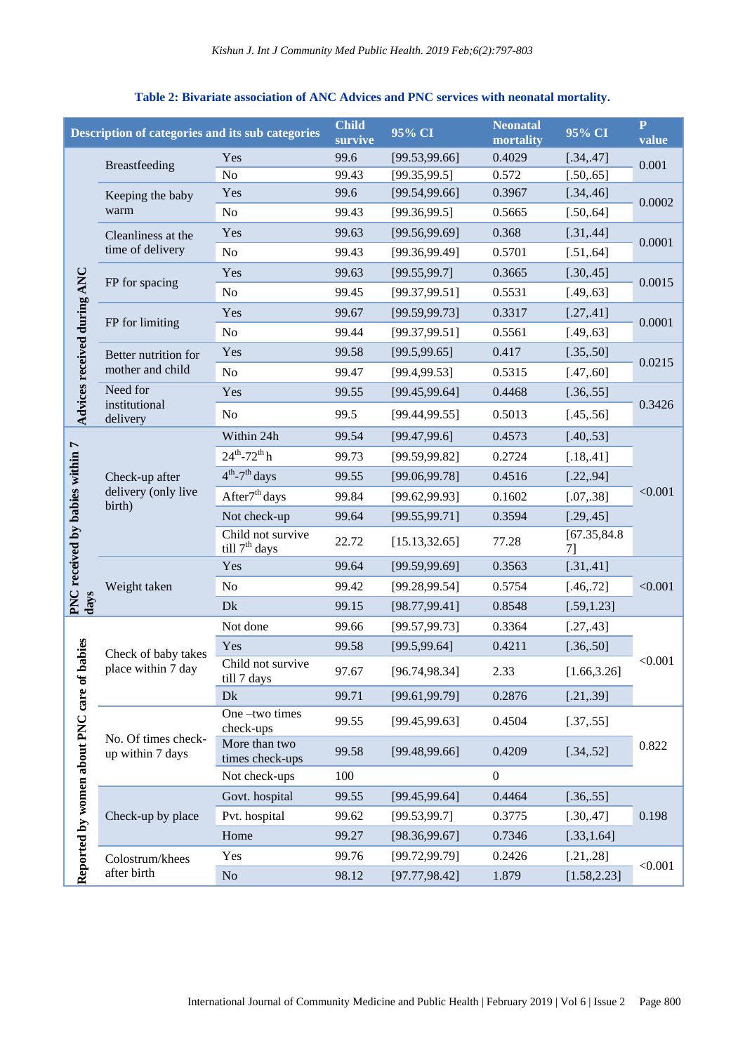**Table 2: Bivariate association of ANC Advices and PNC services with neonatal mortality.**

| Description of categories and its sub categories | | | Child survive | 95% CI | Neonatal mortality | 95% CI | P value |
|---|---|---|---|---|---|---|---|
| Advices received during ANC | Breastfeeding | Yes | 99.6 | [99.53,99.66] | 0.4029 | [.34,.47] | 0.001 |
| | | No | 99.43 | [99.35,99.5] | 0.572 | [.50,.65] | |
| | Keeping the baby warm | Yes | 99.6 | [99.54,99.66] | 0.3967 | [.34,.46] | 0.0002 |
| | | No | 99.43 | [99.36,99.5] | 0.5665 | [.50,.64] | |
| | Cleanliness at the time of delivery | Yes | 99.63 | [99.56,99.69] | 0.368 | [.31,.44] | 0.0001 |
| | | No | 99.43 | [99.36,99.49] | 0.5701 | [.51,.64] | |
| | FP for spacing | Yes | 99.63 | [99.55,99.7] | 0.3665 | [.30,.45] | 0.0015 |
| | | No | 99.45 | [99.37,99.51] | 0.5531 | [.49,.63] | |
| | FP for limiting | Yes | 99.67 | [99.59,99.73] | 0.3317 | [.27,.41] | 0.0001 |
| | | No | 99.44 | [99.37,99.51] | 0.5561 | [.49,.63] | |
| | Better nutrition for mother and child | Yes | 99.58 | [99.5,99.65] | 0.417 | [.35,.50] | 0.0215 |
| | | No | 99.47 | [99.4,99.53] | 0.5315 | [.47,.60] | |
| | Need for institutional delivery | Yes | 99.55 | [99.45,99.64] | 0.4468 | [.36,.55] | 0.3426 |
| | | No | 99.5 | [99.44,99.55] | 0.5013 | [.45,.56] | |
| PNC received by babies within 7 days | Check-up after delivery (only live birth) | Within 24h | 99.54 | [99.47,99.6] | 0.4573 | [.40,.53] | <0.001 |
| | | 24th-72th h | 99.73 | [99.59,99.82] | 0.2724 | [.18,.41] | |
| | | 4th-7th days | 99.55 | [99.06,99.78] | 0.4516 | [.22,.94] | |
| | | After7th days | 99.84 | [99.62,99.93] | 0.1602 | [.07,.38] | |
| | | Not check-up | 99.64 | [99.55,99.71] | 0.3594 | [.29,.45] | |
| | | Child not survive till 7th days | 22.72 | [15.13,32.65] | 77.28 | [67.35,84.87] | |
| | Weight taken | Yes | 99.64 | [99.59,99.69] | 0.3563 | [.31,.41] | <0.001 |
| | | No | 99.42 | [99.28,99.54] | 0.5754 | [.46,.72] | |
| | | Dk | 99.15 | [98.77,99.41] | 0.8548 | [.59,1.23] | |
| Reported by women about PNC care of babies | Check of baby takes place within 7 day | Not done | 99.66 | [99.57,99.73] | 0.3364 | [.27,.43] | <0.001 |
| | | Yes | 99.58 | [99.5,99.64] | 0.4211 | [.36,.50] | |
| | | Child not survive till 7 days | 97.67 | [96.74,98.34] | 2.33 | [1.66,3.26] | |
| | | Dk | 99.71 | [99.61,99.79] | 0.2876 | [.21,.39] | |
| | No. Of times check-up within 7 days | One –two times check-ups | 99.55 | [99.45,99.63] | 0.4504 | [.37,.55] | 0.822 |
| | | More than two times check-ups | 99.58 | [99.48,99.66] | 0.4209 | [.34,.52] | |
| | | Not check-ups | 100 | | 0 | | |
| | Check-up by place | Govt. hospital | 99.55 | [99.45,99.64] | 0.4464 | [.36,.55] | 0.198 |
| | | Pvt. hospital | 99.62 | [99.53,99.7] | 0.3775 | [.30,.47] | |
| | | Home | 99.27 | [98.36,99.67] | 0.7346 | [.33,1.64] | |
| | Colostrum/khees after birth | Yes | 99.76 | [99.72,99.79] | 0.2426 | [.21,.28] | <0.001 |
| | | No | 98.12 | [97.77,98.42] | 1.879 | [1.58,2.23] | |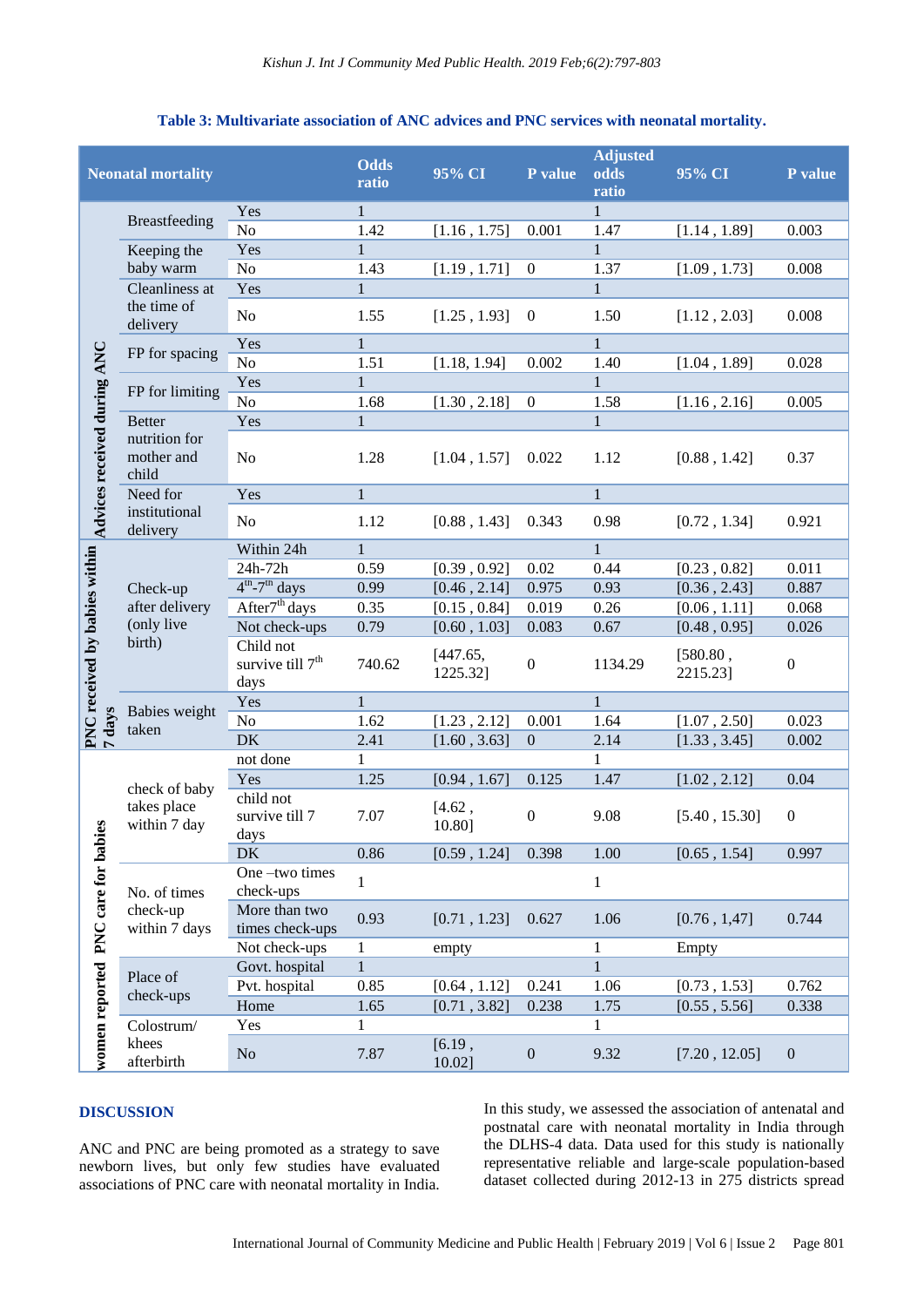**Table 3: Multivariate association of ANC advices and PNC services with neonatal mortality.**

| Neonatal mortality | | | Odds ratio | 95% CI | P value | Adjusted odds ratio | 95% CI | P value |
|---|---|---|---|---|---|---|---|---|
| Advices received during ANC | Breastfeeding | Yes | 1 | | | 1 | | |
| | | No | 1.42 | [1.16 , 1.75] | 0.001 | 1.47 | [1.14 , 1.89] | 0.003 |
| | Keeping the baby warm | Yes | 1 | | | 1 | | |
| | | No | 1.43 | [1.19 , 1.71] | 0 | 1.37 | [1.09 , 1.73] | 0.008 |
| | Cleanliness at the time of delivery | Yes | 1 | | | 1 | | |
| | | No | 1.55 | [1.25 , 1.93] | 0 | 1.50 | [1.12 , 2.03] | 0.008 |
| | FP for spacing | Yes | 1 | | | 1 | | |
| | | No | 1.51 | [1.18, 1.94] | 0.002 | 1.40 | [1.04 , 1.89] | 0.028 |
| | FP for limiting | Yes | 1 | | | 1 | | |
| | | No | 1.68 | [1.30 , 2.18] | 0 | 1.58 | [1.16 , 2.16] | 0.005 |
| | Better nutrition for mother and child | Yes | 1 | | | 1 | | |
| | | No | 1.28 | [1.04 , 1.57] | 0.022 | 1.12 | [0.88 , 1.42] | 0.37 |
| | Need for institutional delivery | Yes | 1 | | | 1 | | |
| | | No | 1.12 | [0.88 , 1.43] | 0.343 | 0.98 | [0.72 , 1.34] | 0.921 |
| PNC received by babies within 7 days | Check-up after delivery (only live birth) | Within 24h | 1 | | | 1 | | |
| | | 24h-72h | 0.59 | [0.39 , 0.92] | 0.02 | 0.44 | [0.23 , 0.82] | 0.011 |
| | | 4th-7th days | 0.99 | [0.46 , 2.14] | 0.975 | 0.93 | [0.36 , 2.43] | 0.887 |
| | | After7th days | 0.35 | [0.15 , 0.84] | 0.019 | 0.26 | [0.06 , 1.11] | 0.068 |
| | | Not check-ups | 0.79 | [0.60 , 1.03] | 0.083 | 0.67 | [0.48 , 0.95] | 0.026 |
| | | Child not survive till 7th days | 740.62 | [447.65, 1225.32] | 0 | 1134.29 | [580.80 , 2215.23] | 0 |
| | Babies weight taken | Yes | 1 | | | 1 | | |
| | | No | 1.62 | [1.23 , 2.12] | 0.001 | 1.64 | [1.07 , 2.50] | 0.023 |
| | | DK | 2.41 | [1.60 , 3.63] | 0 | 2.14 | [1.33 , 3.45] | 0.002 |
| women reported PNC care for babies | check of baby takes place within 7 day | not done | 1 | | | 1 | | |
| | | Yes | 1.25 | [0.94 , 1.67] | 0.125 | 1.47 | [1.02 , 2.12] | 0.04 |
| | | child not survive till 7 days | 7.07 | [4.62 , 10.80] | 0 | 9.08 | [5.40 , 15.30] | 0 |
| | | DK | 0.86 | [0.59 , 1.24] | 0.398 | 1.00 | [0.65 , 1.54] | 0.997 |
| | No. of times check-up within 7 days | One –two times check-ups | 1 | | | 1 | | |
| | | More than two times check-ups | 0.93 | [0.71 , 1.23] | 0.627 | 1.06 | [0.76 , 1,47] | 0.744 |
| | | Not check-ups | 1 | empty | | 1 | Empty | |
| | Place of check-ups | Govt. hospital | 1 | | | 1 | | |
| | | Pvt. hospital | 0.85 | [0.64 , 1.12] | 0.241 | 1.06 | [0.73 , 1.53] | 0.762 |
| | | Home | 1.65 | [0.71 , 3.82] | 0.238 | 1.75 | [0.55 , 5.56] | 0.338 |
| | Colostrum/ khees afterbirth | Yes | 1 | | | 1 | | |
| | | No | 7.87 | [6.19 , 10.02] | 0 | 9.32 | [7.20 , 12.05] | 0 |

## DISCUSSION

ANC and PNC are being promoted as a strategy to save newborn lives, but only few studies have evaluated associations of PNC care with neonatal mortality in India.

In this study, we assessed the association of antenatal and postnatal care with neonatal mortality in India through the DLHS-4 data. Data used for this study is nationally representative reliable and large-scale population-based dataset collected during 2012-13 in 275 districts spread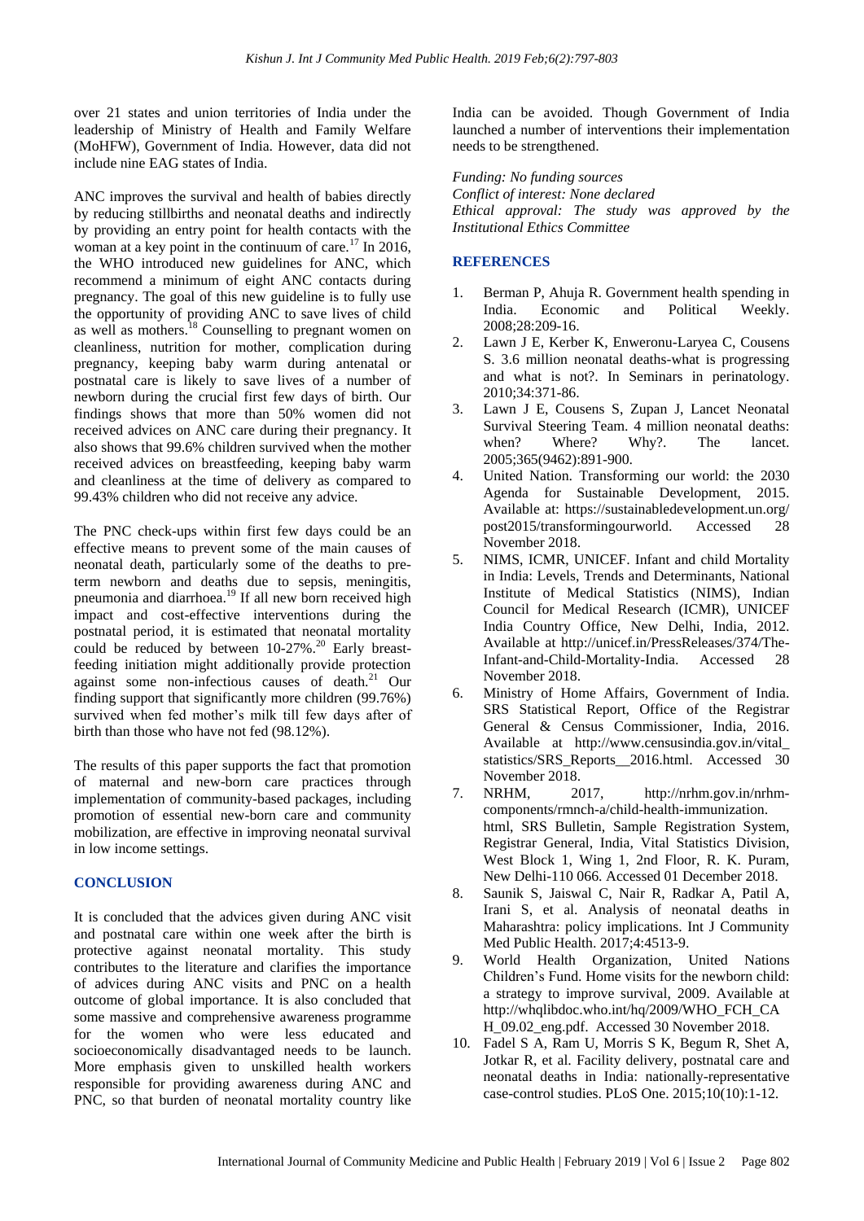over 21 states and union territories of India under the leadership of Ministry of Health and Family Welfare (MoHFW), Government of India. However, data did not include nine EAG states of India.

ANC improves the survival and health of babies directly by reducing stillbirths and neonatal deaths and indirectly by providing an entry point for health contacts with the woman at a key point in the continuum of care.[17] In 2016, the WHO introduced new guidelines for ANC, which recommend a minimum of eight ANC contacts during pregnancy. The goal of this new guideline is to fully use the opportunity of providing ANC to save lives of child as well as mothers.[18] Counselling to pregnant women on cleanliness, nutrition for mother, complication during pregnancy, keeping baby warm during antenatal or postnatal care is likely to save lives of a number of newborn during the crucial first few days of birth. Our findings shows that more than 50% women did not received advices on ANC care during their pregnancy. It also shows that 99.6% children survived when the mother received advices on breastfeeding, keeping baby warm and cleanliness at the time of delivery as compared to 99.43% children who did not receive any advice.

The PNC check-ups within first few days could be an effective means to prevent some of the main causes of neonatal death, particularly some of the deaths to pre-term newborn and deaths due to sepsis, meningitis, pneumonia and diarrhoea.[19] If all new born received high impact and cost-effective interventions during the postnatal period, it is estimated that neonatal mortality could be reduced by between 10-27%.[20] Early breast-feeding initiation might additionally provide protection against some non-infectious causes of death.[21] Our finding support that significantly more children (99.76%) survived when fed mother's milk till few days after of birth than those who have not fed (98.12%).

The results of this paper supports the fact that promotion of maternal and new-born care practices through implementation of community-based packages, including promotion of essential new-born care and community mobilization, are effective in improving neonatal survival in low income settings.

## CONCLUSION

It is concluded that the advices given during ANC visit and postnatal care within one week after the birth is protective against neonatal mortality. This study contributes to the literature and clarifies the importance of advices during ANC visits and PNC on a health outcome of global importance. It is also concluded that some massive and comprehensive awareness programme for the women who were less educated and socioeconomically disadvantaged needs to be launch. More emphasis given to unskilled health workers responsible for providing awareness during ANC and PNC, so that burden of neonatal mortality country like India can be avoided. Though Government of India launched a number of interventions their implementation needs to be strengthened.

*Funding: No funding sources*
*Conflict of interest: None declared*
*Ethical approval: The study was approved by the Institutional Ethics Committee*

## REFERENCES

1. Berman P, Ahuja R. Government health spending in India. Economic and Political Weekly. 2008;28:209-16.
2. Lawn J E, Kerber K, Enweronu-Laryea C, Cousens S. 3.6 million neonatal deaths-what is progressing and what is not?. In Seminars in perinatology. 2010;34:371-86.
3. Lawn J E, Cousens S, Zupan J, Lancet Neonatal Survival Steering Team. 4 million neonatal deaths: when? Where? Why?. The lancet. 2005;365(9462):891-900.
4. United Nation. Transforming our world: the 2030 Agenda for Sustainable Development, 2015. Available at: https://sustainabledevelopment.un.org/post2015/transformingourworld. Accessed 28 November 2018.
5. NIMS, ICMR, UNICEF. Infant and child Mortality in India: Levels, Trends and Determinants, National Institute of Medical Statistics (NIMS), Indian Council for Medical Research (ICMR), UNICEF India Country Office, New Delhi, India, 2012. Available at http://unicef.in/PressReleases/374/The-Infant-and-Child-Mortality-India. Accessed 28 November 2018.
6. Ministry of Home Affairs, Government of India. SRS Statistical Report, Office of the Registrar General & Census Commissioner, India, 2016. Available at http://www.censusindia.gov.in/vital_statistics/SRS_Reports__2016.html. Accessed 30 November 2018.
7. NRHM, 2017, http://nrhm.gov.in/nrhm-components/rmnch-a/child-health-immunization.html, SRS Bulletin, Sample Registration System, Registrar General, India, Vital Statistics Division, West Block 1, Wing 1, 2nd Floor, R. K. Puram, New Delhi-110 066. Accessed 01 December 2018.
8. Saunik S, Jaiswal C, Nair R, Radkar A, Patil A, Irani S, et al. Analysis of neonatal deaths in Maharashtra: policy implications. Int J Community Med Public Health. 2017;4:4513-9.
9. World Health Organization, United Nations Children's Fund. Home visits for the newborn child: a strategy to improve survival, 2009. Available at http://whqlibdoc.who.int/hq/2009/WHO_FCH_CAH_09.02_eng.pdf. Accessed 30 November 2018.
10. Fadel S A, Ram U, Morris S K, Begum R, Shet A, Jotkar R, et al. Facility delivery, postnatal care and neonatal deaths in India: nationally-representative case-control studies. PLoS One. 2015;10(10):1-12.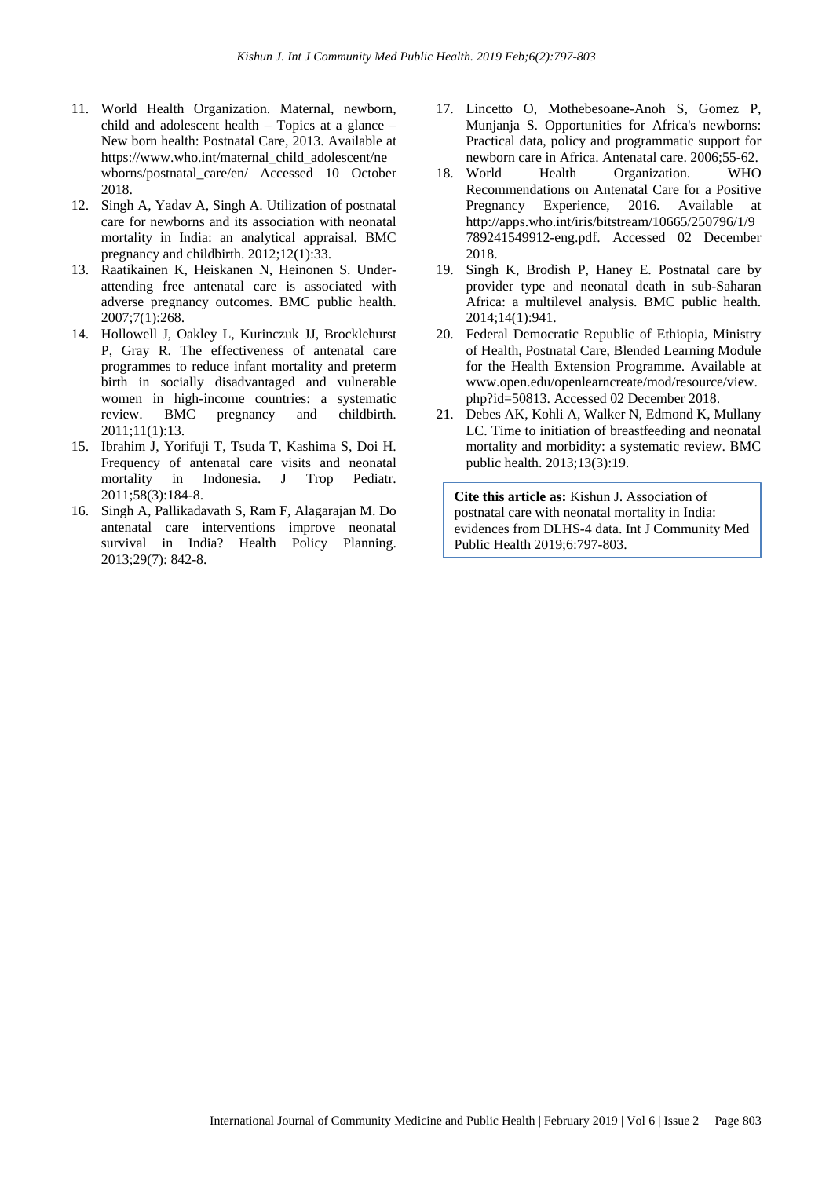11. World Health Organization. Maternal, newborn, child and adolescent health – Topics at a glance – New born health: Postnatal Care, 2013. Available at https://www.who.int/maternal_child_adolescent/newborns/postnatal_care/en/ Accessed 10 October 2018.
12. Singh A, Yadav A, Singh A. Utilization of postnatal care for newborns and its association with neonatal mortality in India: an analytical appraisal. BMC pregnancy and childbirth. 2012;12(1):33.
13. Raatikainen K, Heiskanen N, Heinonen S. Under-attending free antenatal care is associated with adverse pregnancy outcomes. BMC public health. 2007;7(1):268.
14. Hollowell J, Oakley L, Kurinczuk JJ, Brocklehurst P, Gray R. The effectiveness of antenatal care programmes to reduce infant mortality and preterm birth in socially disadvantaged and vulnerable women in high-income countries: a systematic review. BMC pregnancy and childbirth. 2011;11(1):13.
15. Ibrahim J, Yorifuji T, Tsuda T, Kashima S, Doi H. Frequency of antenatal care visits and neonatal mortality in Indonesia. J Trop Pediatr. 2011;58(3):184-8.
16. Singh A, Pallikadavath S, Ram F, Alagarajan M. Do antenatal care interventions improve neonatal survival in India? Health Policy Planning. 2013;29(7): 842-8.
17. Lincetto O, Mothebesoane-Anoh S, Gomez P, Munjanja S. Opportunities for Africa's newborns: Practical data, policy and programmatic support for newborn care in Africa. Antenatal care. 2006;55-62.
18. World Health Organization. WHO Recommendations on Antenatal Care for a Positive Pregnancy Experience, 2016. Available at http://apps.who.int/iris/bitstream/10665/250796/1/9789241549912-eng.pdf. Accessed 02 December 2018.
19. Singh K, Brodish P, Haney E. Postnatal care by provider type and neonatal death in sub-Saharan Africa: a multilevel analysis. BMC public health. 2014;14(1):941.
20. Federal Democratic Republic of Ethiopia, Ministry of Health, Postnatal Care, Blended Learning Module for the Health Extension Programme. Available at www.open.edu/openlearncreate/mod/resource/view.php?id=50813. Accessed 02 December 2018.
21. Debes AK, Kohli A, Walker N, Edmond K, Mullany LC. Time to initiation of breastfeeding and neonatal mortality and morbidity: a systematic review. BMC public health. 2013;13(3):19.

**Cite this article as:** Kishun J. Association of postnatal care with neonatal mortality in India: evidences from DLHS-4 data. Int J Community Med Public Health 2019;6:797-803.